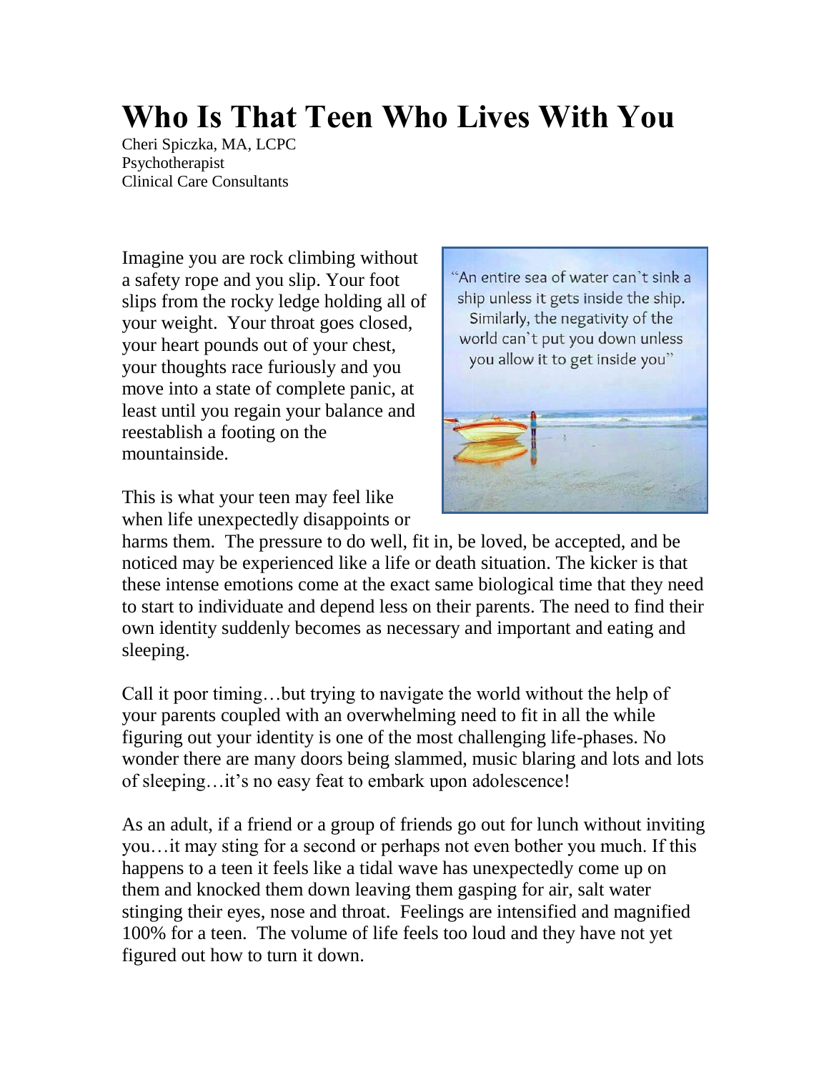# Who Is That Teen Who Lives With You

Cheri Spiczka, MA, LCPC
Psychotherapist
Clinical Care Consultants

Imagine you are rock climbing without a safety rope and you slip. Your foot slips from the rocky ledge holding all of your weight. Your throat goes closed, your heart pounds out of your chest, your thoughts race furiously and you move into a state of complete panic, at least until you regain your balance and reestablish a footing on the mountainside.

"An entire sea of water can't sink a ship unless it gets inside the ship. Similarly, the negativity of the world can't put you down unless you allow it to get inside you"

This is what your teen may feel like when life unexpectedly disappoints or harms them. The pressure to do well, fit in, be loved, be accepted, and be noticed may be experienced like a life or death situation. The kicker is that these intense emotions come at the exact same biological time that they need to start to individuate and depend less on their parents. The need to find their own identity suddenly becomes as necessary and important and eating and sleeping.

Call it poor timing…but trying to navigate the world without the help of your parents coupled with an overwhelming need to fit in all the while figuring out your identity is one of the most challenging life-phases. No wonder there are many doors being slammed, music blaring and lots and lots of sleeping…it's no easy feat to embark upon adolescence!

As an adult, if a friend or a group of friends go out for lunch without inviting you…it may sting for a second or perhaps not even bother you much. If this happens to a teen it feels like a tidal wave has unexpectedly come up on them and knocked them down leaving them gasping for air, salt water stinging their eyes, nose and throat. Feelings are intensified and magnified 100% for a teen. The volume of life feels too loud and they have not yet figured out how to turn it down.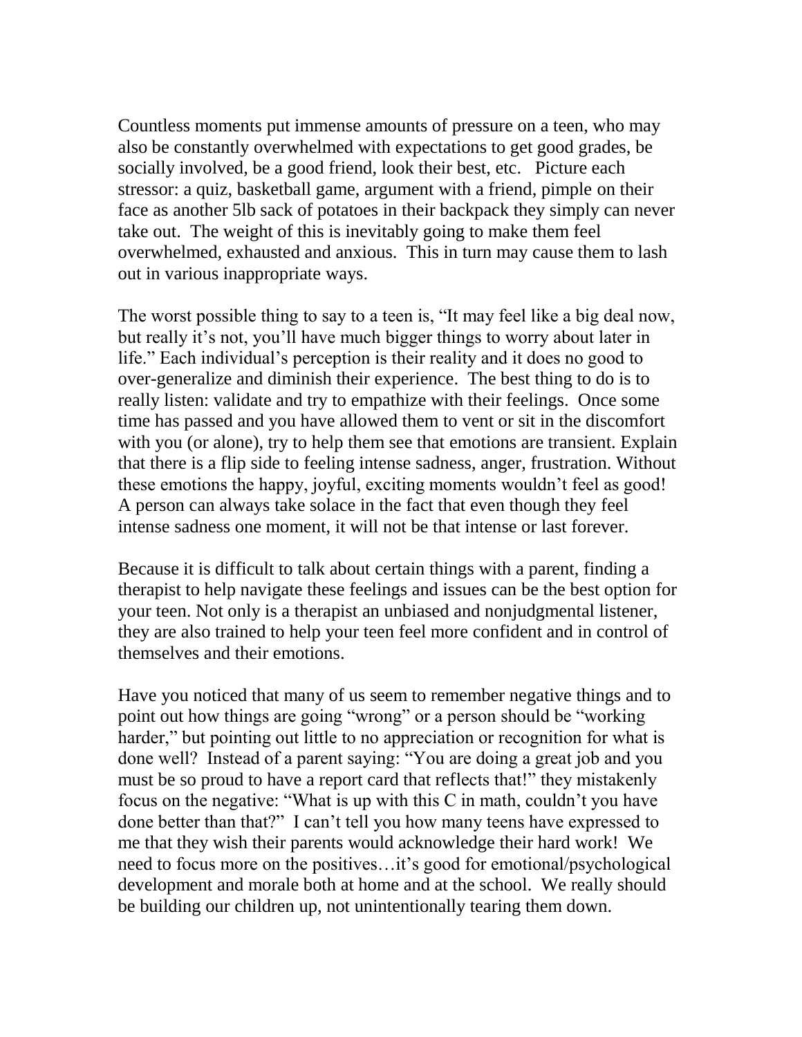Countless moments put immense amounts of pressure on a teen, who may also be constantly overwhelmed with expectations to get good grades, be socially involved, be a good friend, look their best, etc. Picture each stressor: a quiz, basketball game, argument with a friend, pimple on their face as another 5lb sack of potatoes in their backpack they simply can never take out. The weight of this is inevitably going to make them feel overwhelmed, exhausted and anxious. This in turn may cause them to lash out in various inappropriate ways.

The worst possible thing to say to a teen is, "It may feel like a big deal now, but really it's not, you'll have much bigger things to worry about later in life." Each individual's perception is their reality and it does no good to over-generalize and diminish their experience. The best thing to do is to really listen: validate and try to empathize with their feelings. Once some time has passed and you have allowed them to vent or sit in the discomfort with you (or alone), try to help them see that emotions are transient. Explain that there is a flip side to feeling intense sadness, anger, frustration. Without these emotions the happy, joyful, exciting moments wouldn't feel as good! A person can always take solace in the fact that even though they feel intense sadness one moment, it will not be that intense or last forever.

Because it is difficult to talk about certain things with a parent, finding a therapist to help navigate these feelings and issues can be the best option for your teen. Not only is a therapist an unbiased and nonjudgmental listener, they are also trained to help your teen feel more confident and in control of themselves and their emotions.

Have you noticed that many of us seem to remember negative things and to point out how things are going "wrong" or a person should be "working harder," but pointing out little to no appreciation or recognition for what is done well? Instead of a parent saying: "You are doing a great job and you must be so proud to have a report card that reflects that!" they mistakenly focus on the negative: "What is up with this C in math, couldn't you have done better than that?" I can't tell you how many teens have expressed to me that they wish their parents would acknowledge their hard work! We need to focus more on the positives…it's good for emotional/psychological development and morale both at home and at the school. We really should be building our children up, not unintentionally tearing them down.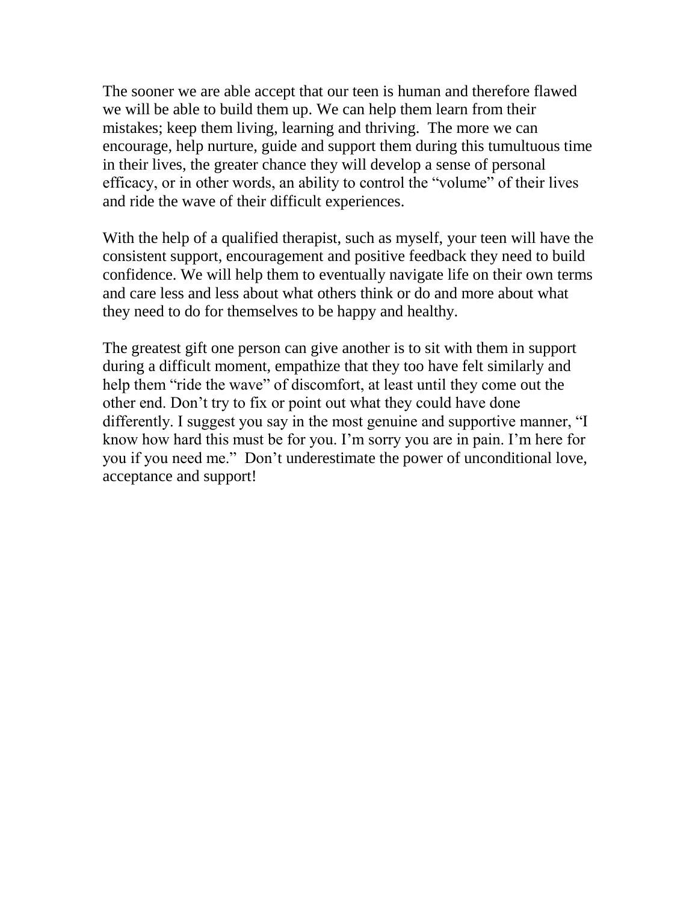The sooner we are able accept that our teen is human and therefore flawed we will be able to build them up. We can help them learn from their mistakes; keep them living, learning and thriving.  The more we can encourage, help nurture, guide and support them during this tumultuous time in their lives, the greater chance they will develop a sense of personal efficacy, or in other words, an ability to control the "volume" of their lives and ride the wave of their difficult experiences.

With the help of a qualified therapist, such as myself, your teen will have the consistent support, encouragement and positive feedback they need to build confidence. We will help them to eventually navigate life on their own terms and care less and less about what others think or do and more about what they need to do for themselves to be happy and healthy.

The greatest gift one person can give another is to sit with them in support during a difficult moment, empathize that they too have felt similarly and help them "ride the wave" of discomfort, at least until they come out the other end. Don't try to fix or point out what they could have done differently. I suggest you say in the most genuine and supportive manner, "I know how hard this must be for you. I'm sorry you are in pain. I'm here for you if you need me."  Don't underestimate the power of unconditional love, acceptance and support!